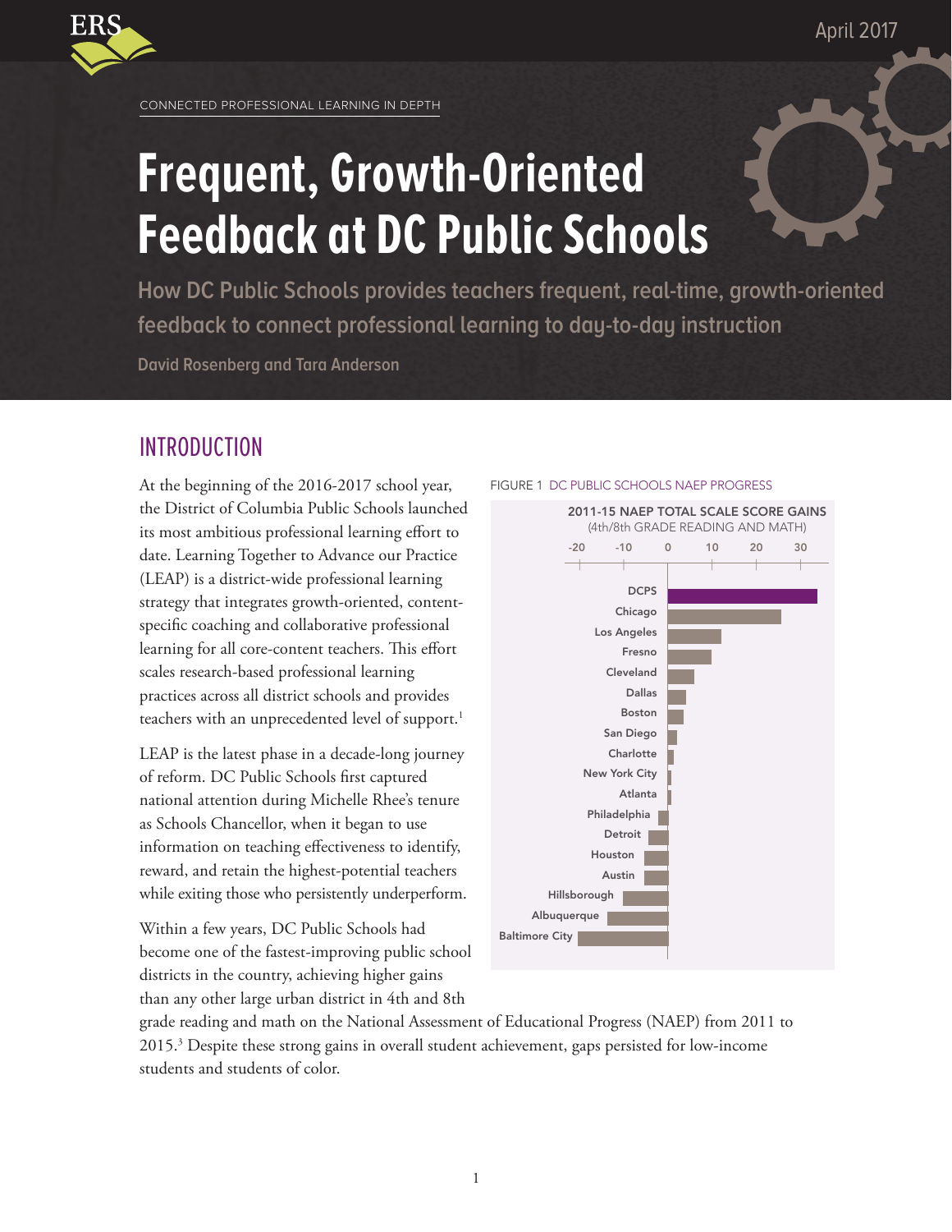CONNECTED PROFESSIONAL LEARNING IN DEPTH

# Frequent, Growth-Oriented Feedback at DC Public Schools

### How DC Public Schools provides teachers frequent, real-time, growth-oriented feedback to connect professional learning to day-to-day instruction

David Rosenberg and Tara Anderson

April 2017

## INTRODUCTION

At the beginning of the 2016-2017 school year, the District of Columbia Public Schools launched its most ambitious professional learning effort to date. Learning Together to Advance our Practice (LEAP) is a district-wide professional learning strategy that integrates growth-oriented, content-specific coaching and collaborative professional learning for all core-content teachers. This effort scales research-based professional learning practices across all district schools and provides teachers with an unprecedented level of support.[1]

LEAP is the latest phase in a decade-long journey of reform. DC Public Schools first captured national attention during Michelle Rhee's tenure as Schools Chancellor, when it began to use information on teaching effectiveness to identify, reward, and retain the highest-potential teachers while exiting those who persistently underperform.

Within a few years, DC Public Schools had become one of the fastest-improving public school districts in the country, achieving higher gains than any other large urban district in 4th and 8th grade reading and math on the National Assessment of Educational Progress (NAEP) from 2011 to 2015.[3] Despite these strong gains in overall student achievement, gaps persisted for low-income students and students of color.

FIGURE 1 DC PUBLIC SCHOOLS NAEP PROGRESS

**2011-15 NAEP TOTAL SCALE SCORE GAINS**
(4th/8th GRADE READING AND MATH)

Districts shown (in order): DCPS, Chicago, Los Angeles, Fresno, Cleveland, Dallas, Boston, San Diego, Charlotte, New York City, Atlanta, Philadelphia, Detroit, Houston, Austin, Hillsborough, Albuquerque, Baltimore City

Axis: -20, -10, 0, 10, 20, 30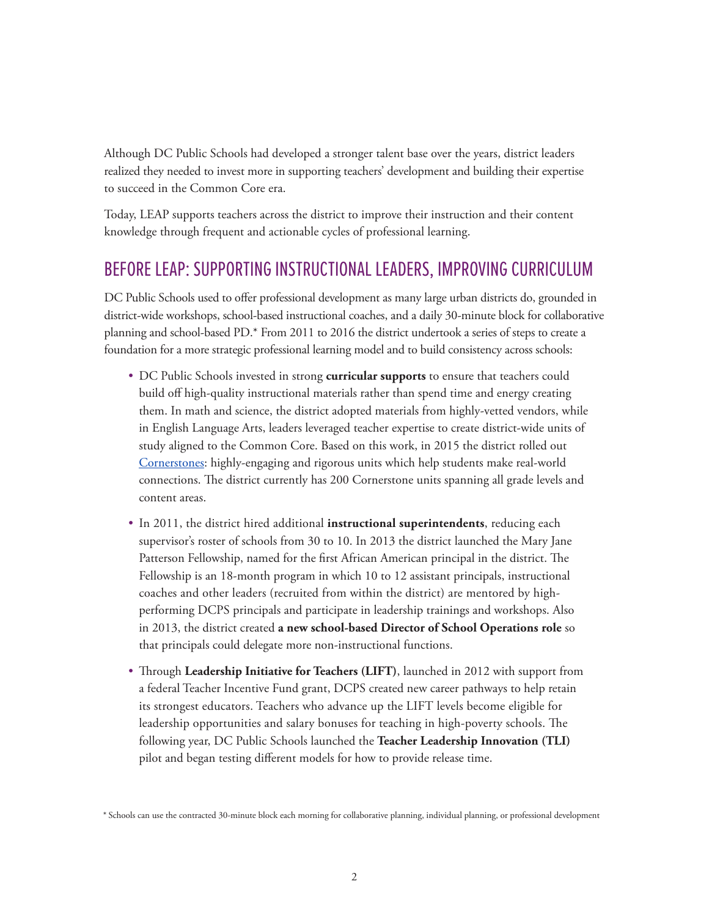Although DC Public Schools had developed a stronger talent base over the years, district leaders realized they needed to invest more in supporting teachers' development and building their expertise to succeed in the Common Core era.

Today, LEAP supports teachers across the district to improve their instruction and their content knowledge through frequent and actionable cycles of professional learning.

## BEFORE LEAP: SUPPORTING INSTRUCTIONAL LEADERS, IMPROVING CURRICULUM

DC Public Schools used to offer professional development as many large urban districts do, grounded in district-wide workshops, school-based instructional coaches, and a daily 30-minute block for collaborative planning and school-based PD.* From 2011 to 2016 the district undertook a series of steps to create a foundation for a more strategic professional learning model and to build consistency across schools:

- DC Public Schools invested in strong **curricular supports** to ensure that teachers could build off high-quality instructional materials rather than spend time and energy creating them. In math and science, the district adopted materials from highly-vetted vendors, while in English Language Arts, leaders leveraged teacher expertise to create district-wide units of study aligned to the Common Core. Based on this work, in 2015 the district rolled out Cornerstones: highly-engaging and rigorous units which help students make real-world connections. The district currently has 200 Cornerstone units spanning all grade levels and content areas.

- In 2011, the district hired additional **instructional superintendents**, reducing each supervisor's roster of schools from 30 to 10. In 2013 the district launched the Mary Jane Patterson Fellowship, named for the first African American principal in the district. The Fellowship is an 18-month program in which 10 to 12 assistant principals, instructional coaches and other leaders (recruited from within the district) are mentored by high-performing DCPS principals and participate in leadership trainings and workshops. Also in 2013, the district created **a new school-based Director of School Operations role** so that principals could delegate more non-instructional functions.

- Through **Leadership Initiative for Teachers (LIFT)**, launched in 2012 with support from a federal Teacher Incentive Fund grant, DCPS created new career pathways to help retain its strongest educators. Teachers who advance up the LIFT levels become eligible for leadership opportunities and salary bonuses for teaching in high-poverty schools. The following year, DC Public Schools launched the **Teacher Leadership Innovation (TLI)** pilot and began testing different models for how to provide release time.

* Schools can use the contracted 30-minute block each morning for collaborative planning, individual planning, or professional development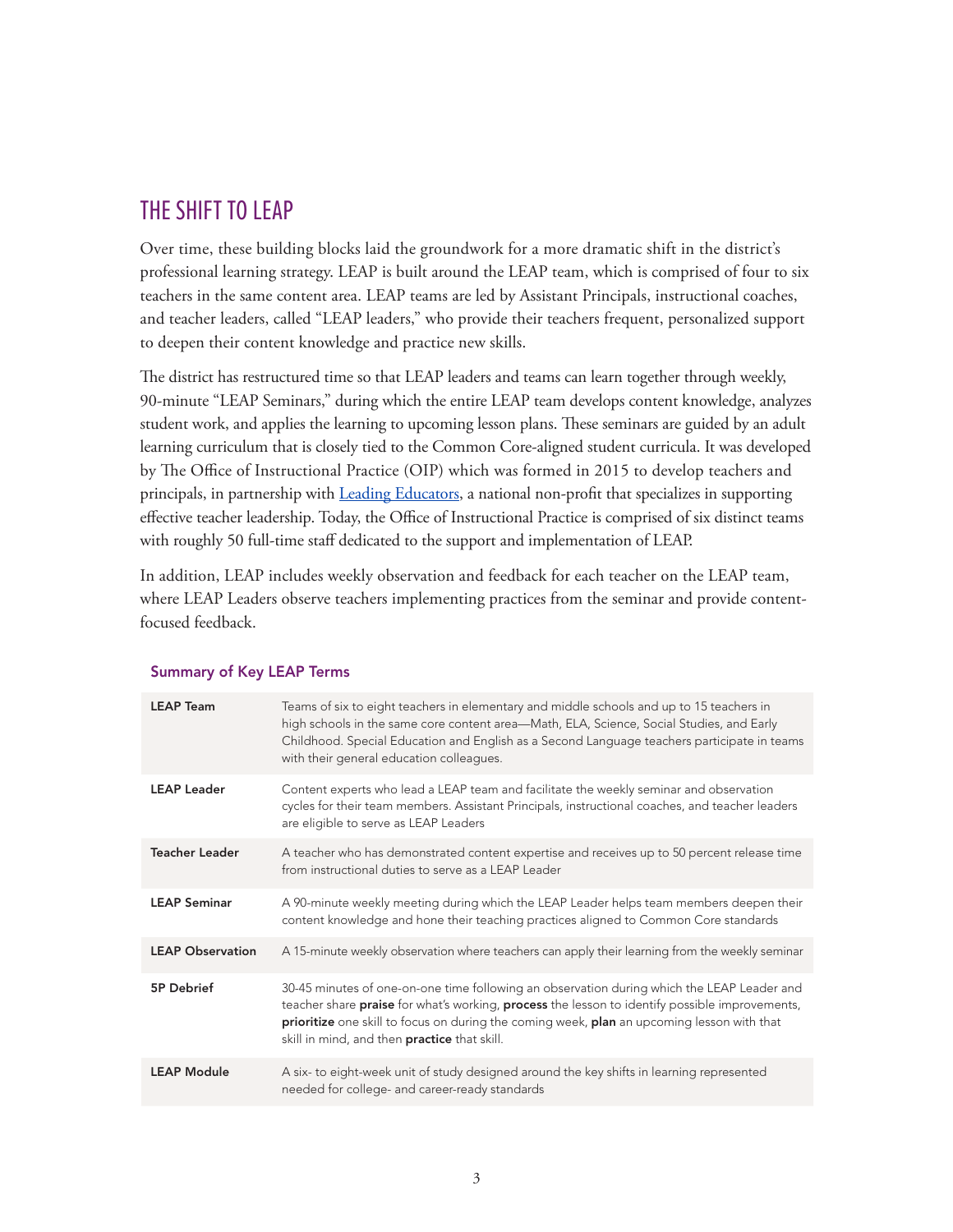## THE SHIFT TO LEAP

Over time, these building blocks laid the groundwork for a more dramatic shift in the district's professional learning strategy. LEAP is built around the LEAP team, which is comprised of four to six teachers in the same content area. LEAP teams are led by Assistant Principals, instructional coaches, and teacher leaders, called "LEAP leaders," who provide their teachers frequent, personalized support to deepen their content knowledge and practice new skills.

The district has restructured time so that LEAP leaders and teams can learn together through weekly, 90-minute "LEAP Seminars," during which the entire LEAP team develops content knowledge, analyzes student work, and applies the learning to upcoming lesson plans. These seminars are guided by an adult learning curriculum that is closely tied to the Common Core-aligned student curricula. It was developed by The Office of Instructional Practice (OIP) which was formed in 2015 to develop teachers and principals, in partnership with Leading Educators, a national non-profit that specializes in supporting effective teacher leadership. Today, the Office of Instructional Practice is comprised of six distinct teams with roughly 50 full-time staff dedicated to the support and implementation of LEAP.

In addition, LEAP includes weekly observation and feedback for each teacher on the LEAP team, where LEAP Leaders observe teachers implementing practices from the seminar and provide content-focused feedback.

### Summary of Key LEAP Terms

| | |
|---|---|
| **LEAP Team** | Teams of six to eight teachers in elementary and middle schools and up to 15 teachers in high schools in the same core content area—Math, ELA, Science, Social Studies, and Early Childhood. Special Education and English as a Second Language teachers participate in teams with their general education colleagues. |
| **LEAP Leader** | Content experts who lead a LEAP team and facilitate the weekly seminar and observation cycles for their team members. Assistant Principals, instructional coaches, and teacher leaders are eligible to serve as LEAP Leaders |
| **Teacher Leader** | A teacher who has demonstrated content expertise and receives up to 50 percent release time from instructional duties to serve as a LEAP Leader |
| **LEAP Seminar** | A 90-minute weekly meeting during which the LEAP Leader helps team members deepen their content knowledge and hone their teaching practices aligned to Common Core standards |
| **LEAP Observation** | A 15-minute weekly observation where teachers can apply their learning from the weekly seminar |
| **5P Debrief** | 30-45 minutes of one-on-one time following an observation during which the LEAP Leader and teacher share **praise** for what's working, **process** the lesson to identify possible improvements, **prioritize** one skill to focus on during the coming week, **plan** an upcoming lesson with that skill in mind, and then **practice** that skill. |
| **LEAP Module** | A six- to eight-week unit of study designed around the key shifts in learning represented needed for college- and career-ready standards |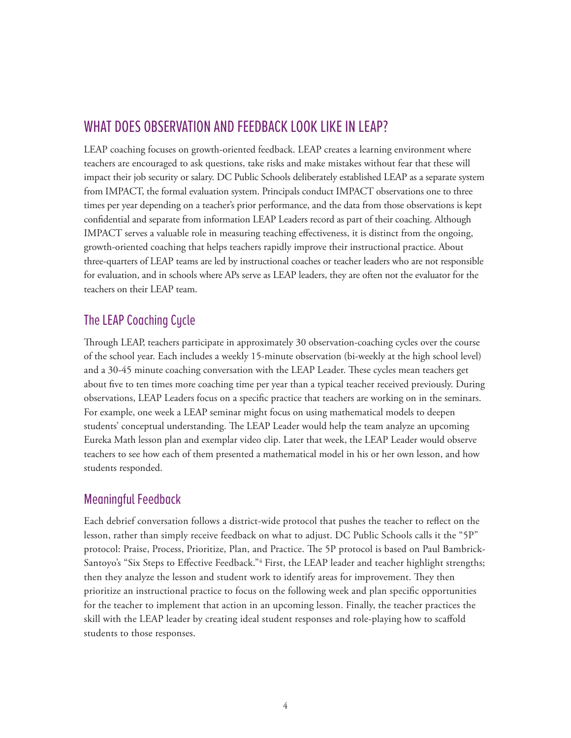## WHAT DOES OBSERVATION AND FEEDBACK LOOK LIKE IN LEAP?

LEAP coaching focuses on growth-oriented feedback. LEAP creates a learning environment where teachers are encouraged to ask questions, take risks and make mistakes without fear that these will impact their job security or salary. DC Public Schools deliberately established LEAP as a separate system from IMPACT, the formal evaluation system. Principals conduct IMPACT observations one to three times per year depending on a teacher's prior performance, and the data from those observations is kept confidential and separate from information LEAP Leaders record as part of their coaching. Although IMPACT serves a valuable role in measuring teaching effectiveness, it is distinct from the ongoing, growth-oriented coaching that helps teachers rapidly improve their instructional practice. About three-quarters of LEAP teams are led by instructional coaches or teacher leaders who are not responsible for evaluation, and in schools where APs serve as LEAP leaders, they are often not the evaluator for the teachers on their LEAP team.

### The LEAP Coaching Cycle

Through LEAP, teachers participate in approximately 30 observation-coaching cycles over the course of the school year. Each includes a weekly 15-minute observation (bi-weekly at the high school level) and a 30-45 minute coaching conversation with the LEAP Leader. These cycles mean teachers get about five to ten times more coaching time per year than a typical teacher received previously. During observations, LEAP Leaders focus on a specific practice that teachers are working on in the seminars. For example, one week a LEAP seminar might focus on using mathematical models to deepen students' conceptual understanding. The LEAP Leader would help the team analyze an upcoming Eureka Math lesson plan and exemplar video clip. Later that week, the LEAP Leader would observe teachers to see how each of them presented a mathematical model in his or her own lesson, and how students responded.

### Meaningful Feedback

Each debrief conversation follows a district-wide protocol that pushes the teacher to reflect on the lesson, rather than simply receive feedback on what to adjust. DC Public Schools calls it the "5P" protocol: Praise, Process, Prioritize, Plan, and Practice. The 5P protocol is based on Paul Bambrick-Santoyo's "Six Steps to Effective Feedback."[4] First, the LEAP leader and teacher highlight strengths; then they analyze the lesson and student work to identify areas for improvement. They then prioritize an instructional practice to focus on the following week and plan specific opportunities for the teacher to implement that action in an upcoming lesson. Finally, the teacher practices the skill with the LEAP leader by creating ideal student responses and role-playing how to scaffold students to those responses.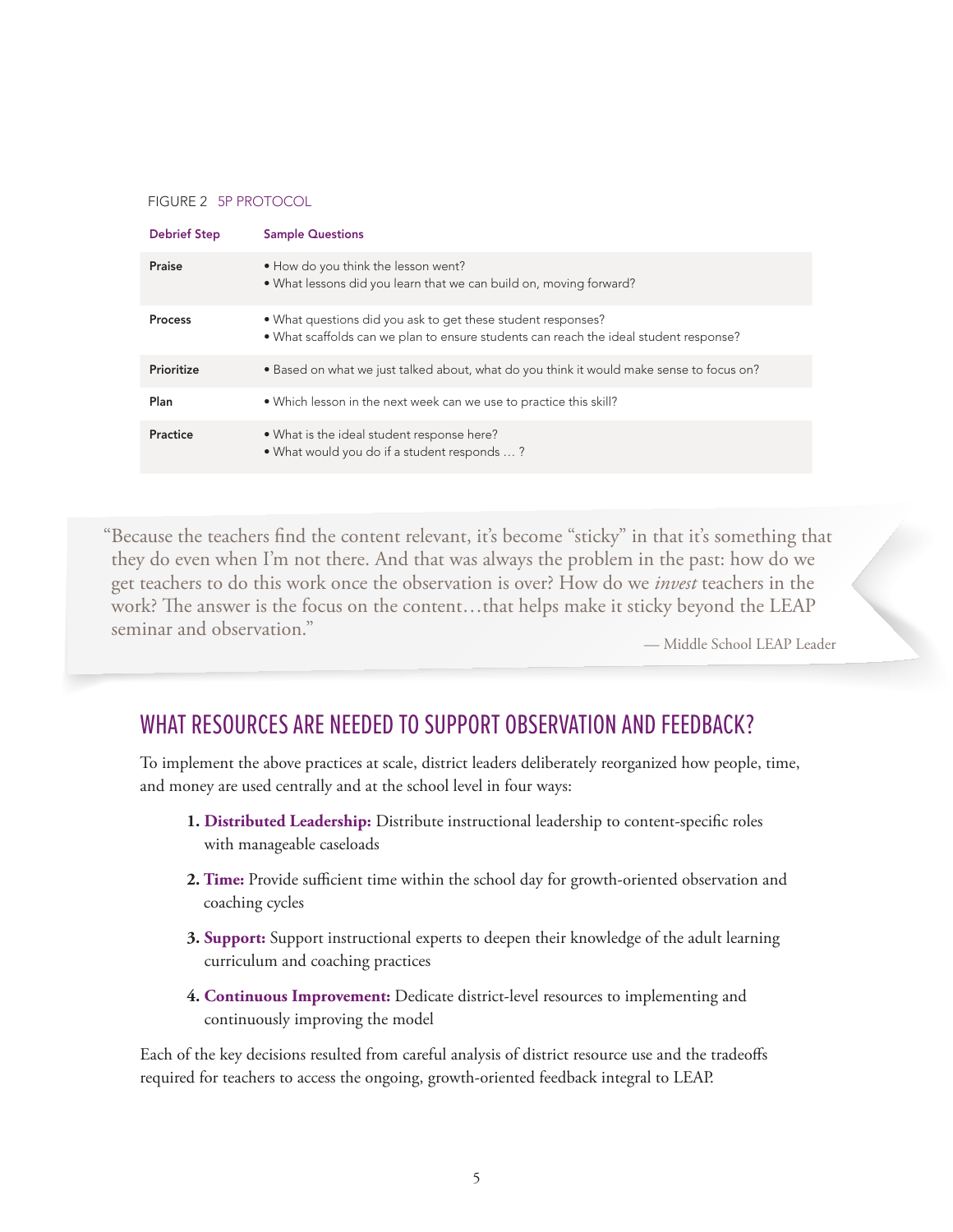FIGURE 2 5P PROTOCOL

| Debrief Step | Sample Questions |
|---|---|
| **Praise** | • How do you think the lesson went?<br>• What lessons did you learn that we can build on, moving forward? |
| **Process** | • What questions did you ask to get these student responses?<br>• What scaffolds can we plan to ensure students can reach the ideal student response? |
| **Prioritize** | • Based on what we just talked about, what do you think it would make sense to focus on? |
| **Plan** | • Which lesson in the next week can we use to practice this skill? |
| **Practice** | • What is the ideal student response here?<br>• What would you do if a student responds … ? |

> "Because the teachers find the content relevant, it's become "sticky" in that it's something that they do even when I'm not there. And that was always the problem in the past: how do we get teachers to do this work once the observation is over? How do we *invest* teachers in the work? The answer is the focus on the content…that helps make it sticky beyond the LEAP seminar and observation."
>
> — Middle School LEAP Leader

## WHAT RESOURCES ARE NEEDED TO SUPPORT OBSERVATION AND FEEDBACK?

To implement the above practices at scale, district leaders deliberately reorganized how people, time, and money are used centrally and at the school level in four ways:

1. **Distributed Leadership:** Distribute instructional leadership to content-specific roles with manageable caseloads
2. **Time:** Provide sufficient time within the school day for growth-oriented observation and coaching cycles
3. **Support:** Support instructional experts to deepen their knowledge of the adult learning curriculum and coaching practices
4. **Continuous Improvement:** Dedicate district-level resources to implementing and continuously improving the model

Each of the key decisions resulted from careful analysis of district resource use and the tradeoffs required for teachers to access the ongoing, growth-oriented feedback integral to LEAP.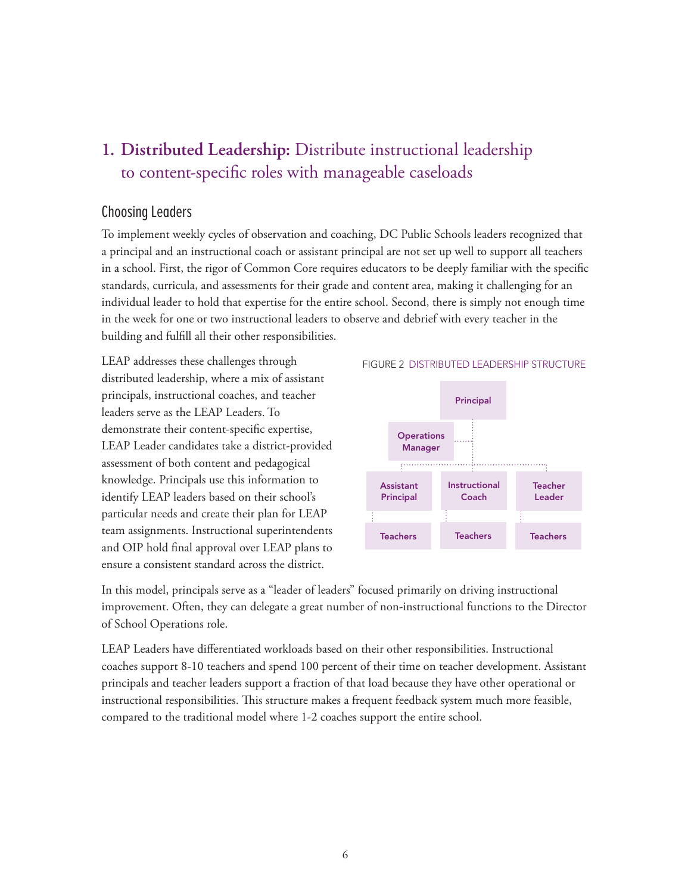## 1. **Distributed Leadership:** Distribute instructional leadership to content-specific roles with manageable caseloads

### Choosing Leaders

To implement weekly cycles of observation and coaching, DC Public Schools leaders recognized that a principal and an instructional coach or assistant principal are not set up well to support all teachers in a school. First, the rigor of Common Core requires educators to be deeply familiar with the specific standards, curricula, and assessments for their grade and content area, making it challenging for an individual leader to hold that expertise for the entire school. Second, there is simply not enough time in the week for one or two instructional leaders to observe and debrief with every teacher in the building and fulfill all their other responsibilities.

LEAP addresses these challenges through distributed leadership, where a mix of assistant principals, instructional coaches, and teacher leaders serve as the LEAP Leaders. To demonstrate their content-specific expertise, LEAP Leader candidates take a district-provided assessment of both content and pedagogical knowledge. Principals use this information to identify LEAP leaders based on their school's particular needs and create their plan for LEAP team assignments. Instructional superintendents and OIP hold final approval over LEAP plans to ensure a consistent standard across the district.

FIGURE 2 DISTRIBUTED LEADERSHIP STRUCTURE

Principal

Operations Manager

Assistant Principal | Instructional Coach | Teacher Leader

Teachers | Teachers | Teachers

In this model, principals serve as a "leader of leaders" focused primarily on driving instructional improvement. Often, they can delegate a great number of non-instructional functions to the Director of School Operations role.

LEAP Leaders have differentiated workloads based on their other responsibilities. Instructional coaches support 8-10 teachers and spend 100 percent of their time on teacher development. Assistant principals and teacher leaders support a fraction of that load because they have other operational or instructional responsibilities. This structure makes a frequent feedback system much more feasible, compared to the traditional model where 1-2 coaches support the entire school.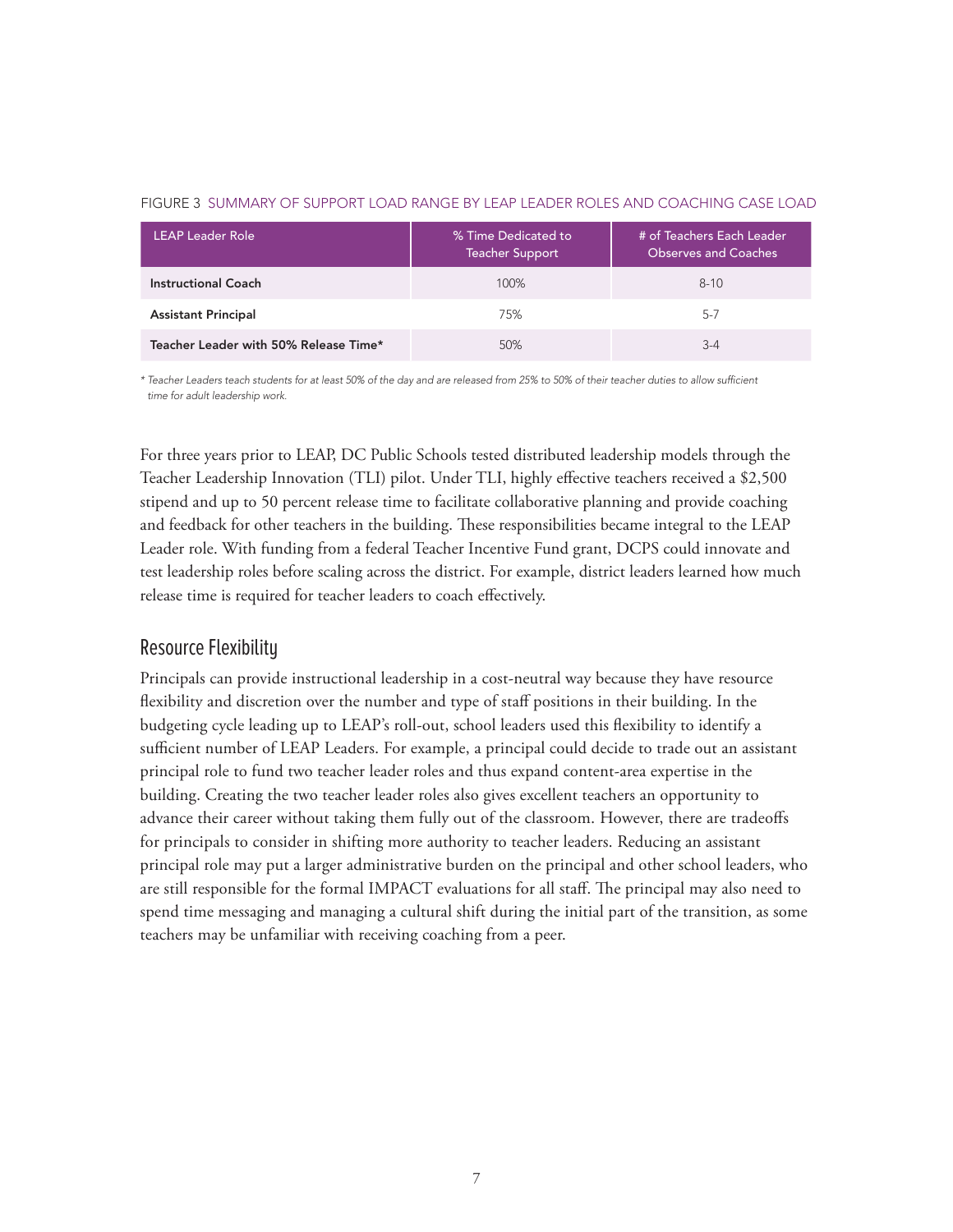FIGURE 3 SUMMARY OF SUPPORT LOAD RANGE BY LEAP LEADER ROLES AND COACHING CASE LOAD

| LEAP Leader Role | % Time Dedicated to Teacher Support | # of Teachers Each Leader Observes and Coaches |
|---|---|---|
| **Instructional Coach** | 100% | 8-10 |
| **Assistant Principal** | 75% | 5-7 |
| **Teacher Leader with 50% Release Time*** | 50% | 3-4 |

*\* Teacher Leaders teach students for at least 50% of the day and are released from 25% to 50% of their teacher duties to allow sufficient time for adult leadership work.*

For three years prior to LEAP, DC Public Schools tested distributed leadership models through the Teacher Leadership Innovation (TLI) pilot. Under TLI, highly effective teachers received a $2,500 stipend and up to 50 percent release time to facilitate collaborative planning and provide coaching and feedback for other teachers in the building. These responsibilities became integral to the LEAP Leader role. With funding from a federal Teacher Incentive Fund grant, DCPS could innovate and test leadership roles before scaling across the district. For example, district leaders learned how much release time is required for teacher leaders to coach effectively.

## Resource Flexibility

Principals can provide instructional leadership in a cost-neutral way because they have resource flexibility and discretion over the number and type of staff positions in their building. In the budgeting cycle leading up to LEAP's roll-out, school leaders used this flexibility to identify a sufficient number of LEAP Leaders. For example, a principal could decide to trade out an assistant principal role to fund two teacher leader roles and thus expand content-area expertise in the building. Creating the two teacher leader roles also gives excellent teachers an opportunity to advance their career without taking them fully out of the classroom. However, there are tradeoffs for principals to consider in shifting more authority to teacher leaders. Reducing an assistant principal role may put a larger administrative burden on the principal and other school leaders, who are still responsible for the formal IMPACT evaluations for all staff. The principal may also need to spend time messaging and managing a cultural shift during the initial part of the transition, as some teachers may be unfamiliar with receiving coaching from a peer.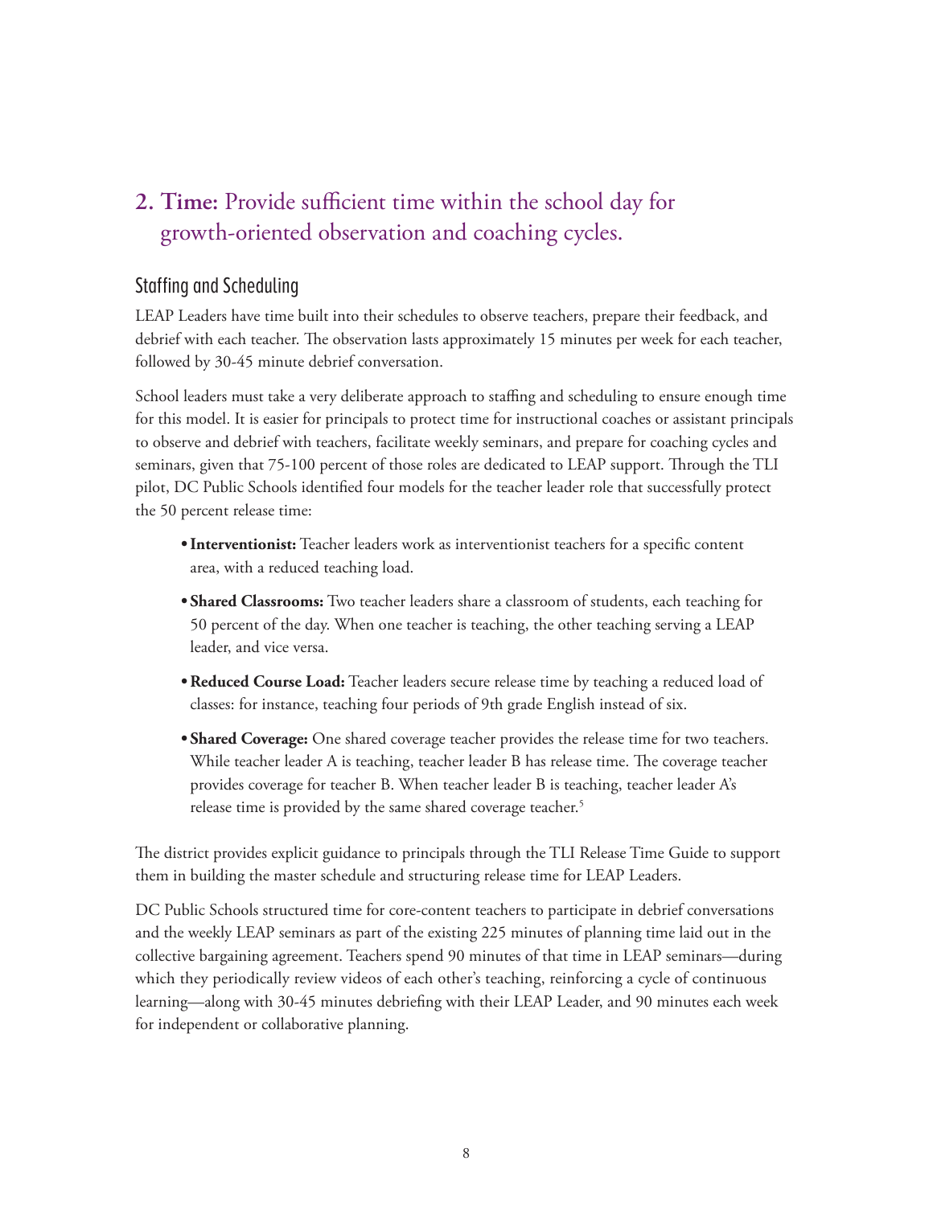## **2. Time:** Provide sufficient time within the school day for growth-oriented observation and coaching cycles.

### Staffing and Scheduling

LEAP Leaders have time built into their schedules to observe teachers, prepare their feedback, and debrief with each teacher. The observation lasts approximately 15 minutes per week for each teacher, followed by 30-45 minute debrief conversation.

School leaders must take a very deliberate approach to staffing and scheduling to ensure enough time for this model. It is easier for principals to protect time for instructional coaches or assistant principals to observe and debrief with teachers, facilitate weekly seminars, and prepare for coaching cycles and seminars, given that 75-100 percent of those roles are dedicated to LEAP support. Through the TLI pilot, DC Public Schools identified four models for the teacher leader role that successfully protect the 50 percent release time:

- **Interventionist:** Teacher leaders work as interventionist teachers for a specific content area, with a reduced teaching load.
- **Shared Classrooms:** Two teacher leaders share a classroom of students, each teaching for 50 percent of the day. When one teacher is teaching, the other teaching serving a LEAP leader, and vice versa.
- **Reduced Course Load:** Teacher leaders secure release time by teaching a reduced load of classes: for instance, teaching four periods of 9th grade English instead of six.
- **Shared Coverage:** One shared coverage teacher provides the release time for two teachers. While teacher leader A is teaching, teacher leader B has release time. The coverage teacher provides coverage for teacher B. When teacher leader B is teaching, teacher leader A's release time is provided by the same shared coverage teacher.[5]

The district provides explicit guidance to principals through the TLI Release Time Guide to support them in building the master schedule and structuring release time for LEAP Leaders.

DC Public Schools structured time for core-content teachers to participate in debrief conversations and the weekly LEAP seminars as part of the existing 225 minutes of planning time laid out in the collective bargaining agreement. Teachers spend 90 minutes of that time in LEAP seminars—during which they periodically review videos of each other's teaching, reinforcing a cycle of continuous learning—along with 30-45 minutes debriefing with their LEAP Leader, and 90 minutes each week for independent or collaborative planning.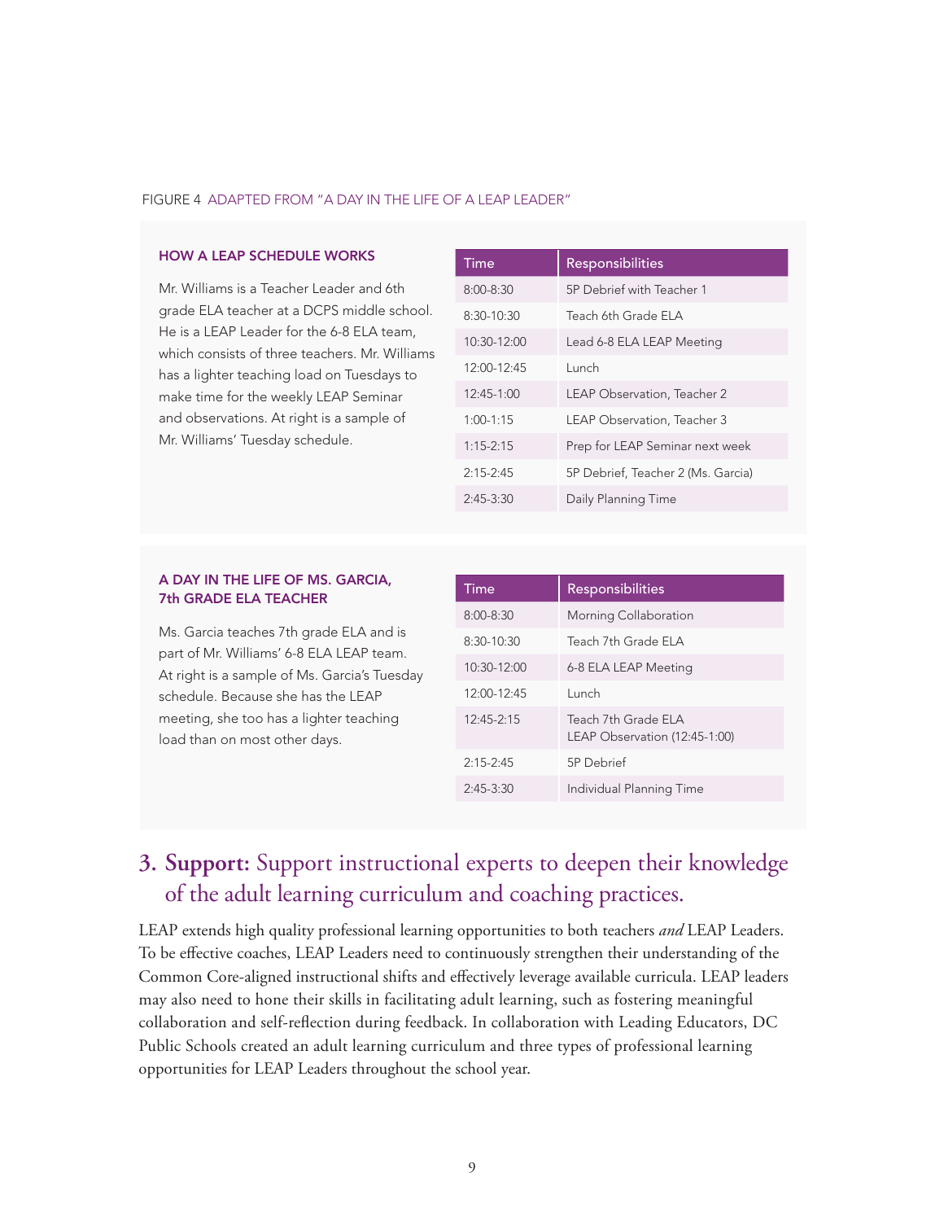FIGURE 4 ADAPTED FROM "A DAY IN THE LIFE OF A LEAP LEADER"

### HOW A LEAP SCHEDULE WORKS

Mr. Williams is a Teacher Leader and 6th grade ELA teacher at a DCPS middle school. He is a LEAP Leader for the 6-8 ELA team, which consists of three teachers. Mr. Williams has a lighter teaching load on Tuesdays to make time for the weekly LEAP Seminar and observations. At right is a sample of Mr. Williams' Tuesday schedule.

| Time | Responsibilities |
|---|---|
| 8:00-8:30 | 5P Debrief with Teacher 1 |
| 8:30-10:30 | Teach 6th Grade ELA |
| 10:30-12:00 | Lead 6-8 ELA LEAP Meeting |
| 12:00-12:45 | Lunch |
| 12:45-1:00 | LEAP Observation, Teacher 2 |
| 1:00-1:15 | LEAP Observation, Teacher 3 |
| 1:15-2:15 | Prep for LEAP Seminar next week |
| 2:15-2:45 | 5P Debrief, Teacher 2 (Ms. Garcia) |
| 2:45-3:30 | Daily Planning Time |

### A DAY IN THE LIFE OF MS. GARCIA, 7th GRADE ELA TEACHER

Ms. Garcia teaches 7th grade ELA and is part of Mr. Williams' 6-8 ELA LEAP team. At right is a sample of Ms. Garcia's Tuesday schedule. Because she has the LEAP meeting, she too has a lighter teaching load than on most other days.

| Time | Responsibilities |
|---|---|
| 8:00-8:30 | Morning Collaboration |
| 8:30-10:30 | Teach 7th Grade ELA |
| 10:30-12:00 | 6-8 ELA LEAP Meeting |
| 12:00-12:45 | Lunch |
| 12:45-2:15 | Teach 7th Grade ELA<br>LEAP Observation (12:45-1:00) |
| 2:15-2:45 | 5P Debrief |
| 2:45-3:30 | Individual Planning Time |

## 3. **Support:** Support instructional experts to deepen their knowledge of the adult learning curriculum and coaching practices.

LEAP extends high quality professional learning opportunities to both teachers *and* LEAP Leaders. To be effective coaches, LEAP Leaders need to continuously strengthen their understanding of the Common Core-aligned instructional shifts and effectively leverage available curricula. LEAP leaders may also need to hone their skills in facilitating adult learning, such as fostering meaningful collaboration and self-reflection during feedback. In collaboration with Leading Educators, DC Public Schools created an adult learning curriculum and three types of professional learning opportunities for LEAP Leaders throughout the school year.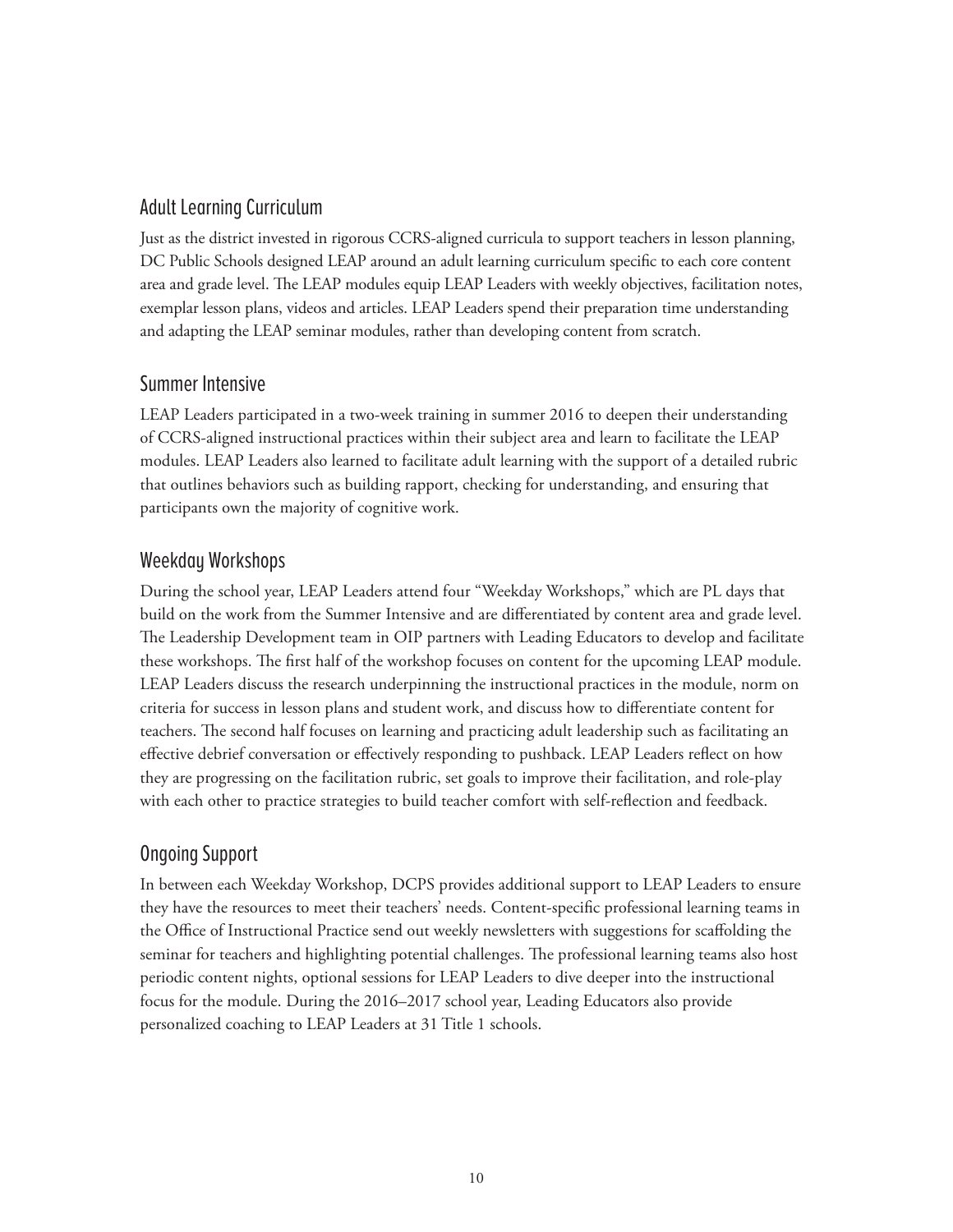## Adult Learning Curriculum

Just as the district invested in rigorous CCRS-aligned curricula to support teachers in lesson planning, DC Public Schools designed LEAP around an adult learning curriculum specific to each core content area and grade level. The LEAP modules equip LEAP Leaders with weekly objectives, facilitation notes, exemplar lesson plans, videos and articles. LEAP Leaders spend their preparation time understanding and adapting the LEAP seminar modules, rather than developing content from scratch.

## Summer Intensive

LEAP Leaders participated in a two-week training in summer 2016 to deepen their understanding of CCRS-aligned instructional practices within their subject area and learn to facilitate the LEAP modules. LEAP Leaders also learned to facilitate adult learning with the support of a detailed rubric that outlines behaviors such as building rapport, checking for understanding, and ensuring that participants own the majority of cognitive work.

## Weekday Workshops

During the school year, LEAP Leaders attend four "Weekday Workshops," which are PL days that build on the work from the Summer Intensive and are differentiated by content area and grade level. The Leadership Development team in OIP partners with Leading Educators to develop and facilitate these workshops. The first half of the workshop focuses on content for the upcoming LEAP module. LEAP Leaders discuss the research underpinning the instructional practices in the module, norm on criteria for success in lesson plans and student work, and discuss how to differentiate content for teachers. The second half focuses on learning and practicing adult leadership such as facilitating an effective debrief conversation or effectively responding to pushback. LEAP Leaders reflect on how they are progressing on the facilitation rubric, set goals to improve their facilitation, and role-play with each other to practice strategies to build teacher comfort with self-reflection and feedback.

## Ongoing Support

In between each Weekday Workshop, DCPS provides additional support to LEAP Leaders to ensure they have the resources to meet their teachers' needs. Content-specific professional learning teams in the Office of Instructional Practice send out weekly newsletters with suggestions for scaffolding the seminar for teachers and highlighting potential challenges. The professional learning teams also host periodic content nights, optional sessions for LEAP Leaders to dive deeper into the instructional focus for the module. During the 2016–2017 school year, Leading Educators also provide personalized coaching to LEAP Leaders at 31 Title 1 schools.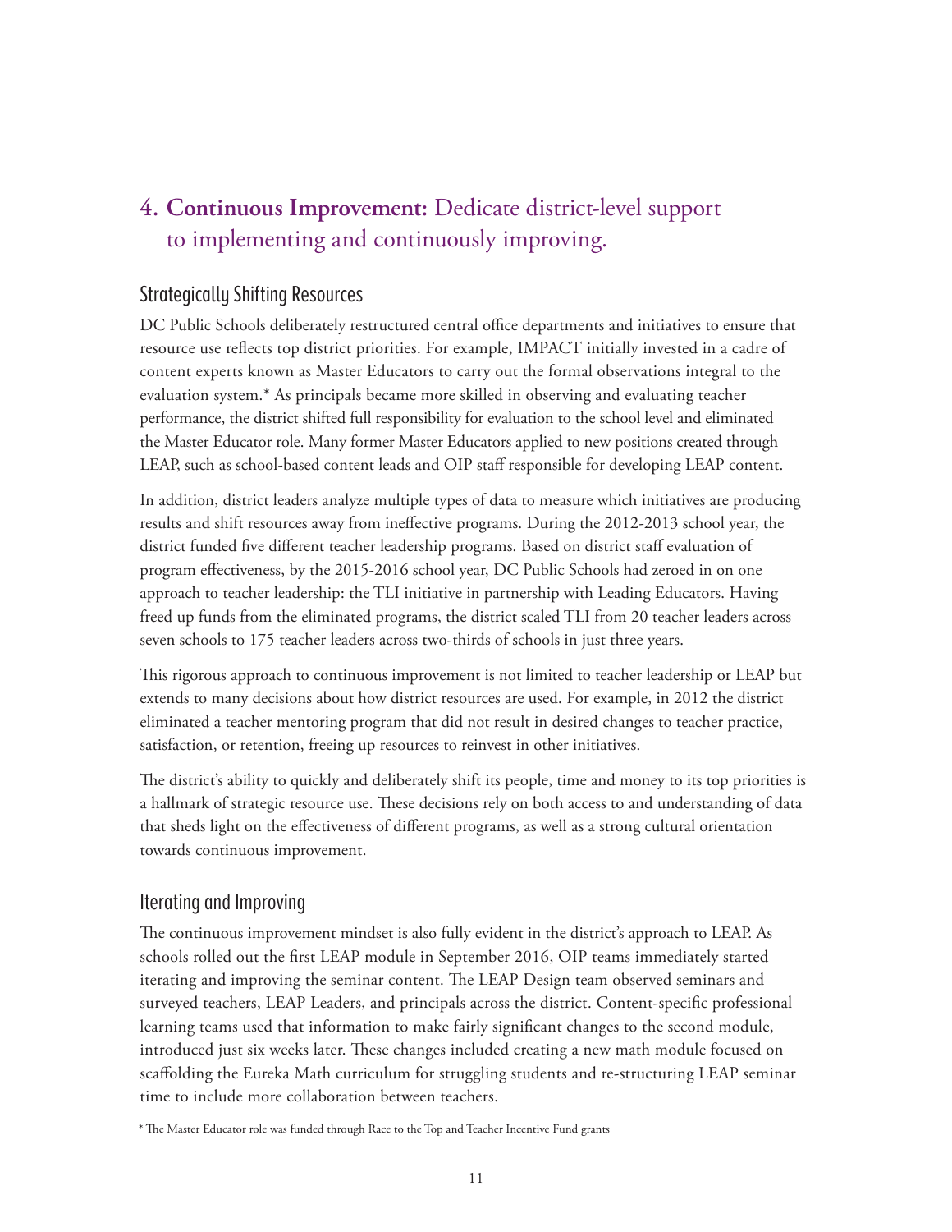## 4. **Continuous Improvement:** Dedicate district-level support to implementing and continuously improving.

### Strategically Shifting Resources

DC Public Schools deliberately restructured central office departments and initiatives to ensure that resource use reflects top district priorities. For example, IMPACT initially invested in a cadre of content experts known as Master Educators to carry out the formal observations integral to the evaluation system.* As principals became more skilled in observing and evaluating teacher performance, the district shifted full responsibility for evaluation to the school level and eliminated the Master Educator role. Many former Master Educators applied to new positions created through LEAP, such as school-based content leads and OIP staff responsible for developing LEAP content.

In addition, district leaders analyze multiple types of data to measure which initiatives are producing results and shift resources away from ineffective programs. During the 2012-2013 school year, the district funded five different teacher leadership programs. Based on district staff evaluation of program effectiveness, by the 2015-2016 school year, DC Public Schools had zeroed in on one approach to teacher leadership: the TLI initiative in partnership with Leading Educators. Having freed up funds from the eliminated programs, the district scaled TLI from 20 teacher leaders across seven schools to 175 teacher leaders across two-thirds of schools in just three years.

This rigorous approach to continuous improvement is not limited to teacher leadership or LEAP but extends to many decisions about how district resources are used. For example, in 2012 the district eliminated a teacher mentoring program that did not result in desired changes to teacher practice, satisfaction, or retention, freeing up resources to reinvest in other initiatives.

The district's ability to quickly and deliberately shift its people, time and money to its top priorities is a hallmark of strategic resource use. These decisions rely on both access to and understanding of data that sheds light on the effectiveness of different programs, as well as a strong cultural orientation towards continuous improvement.

### Iterating and Improving

The continuous improvement mindset is also fully evident in the district's approach to LEAP. As schools rolled out the first LEAP module in September 2016, OIP teams immediately started iterating and improving the seminar content. The LEAP Design team observed seminars and surveyed teachers, LEAP Leaders, and principals across the district. Content-specific professional learning teams used that information to make fairly significant changes to the second module, introduced just six weeks later. These changes included creating a new math module focused on scaffolding the Eureka Math curriculum for struggling students and re-structuring LEAP seminar time to include more collaboration between teachers.

* The Master Educator role was funded through Race to the Top and Teacher Incentive Fund grants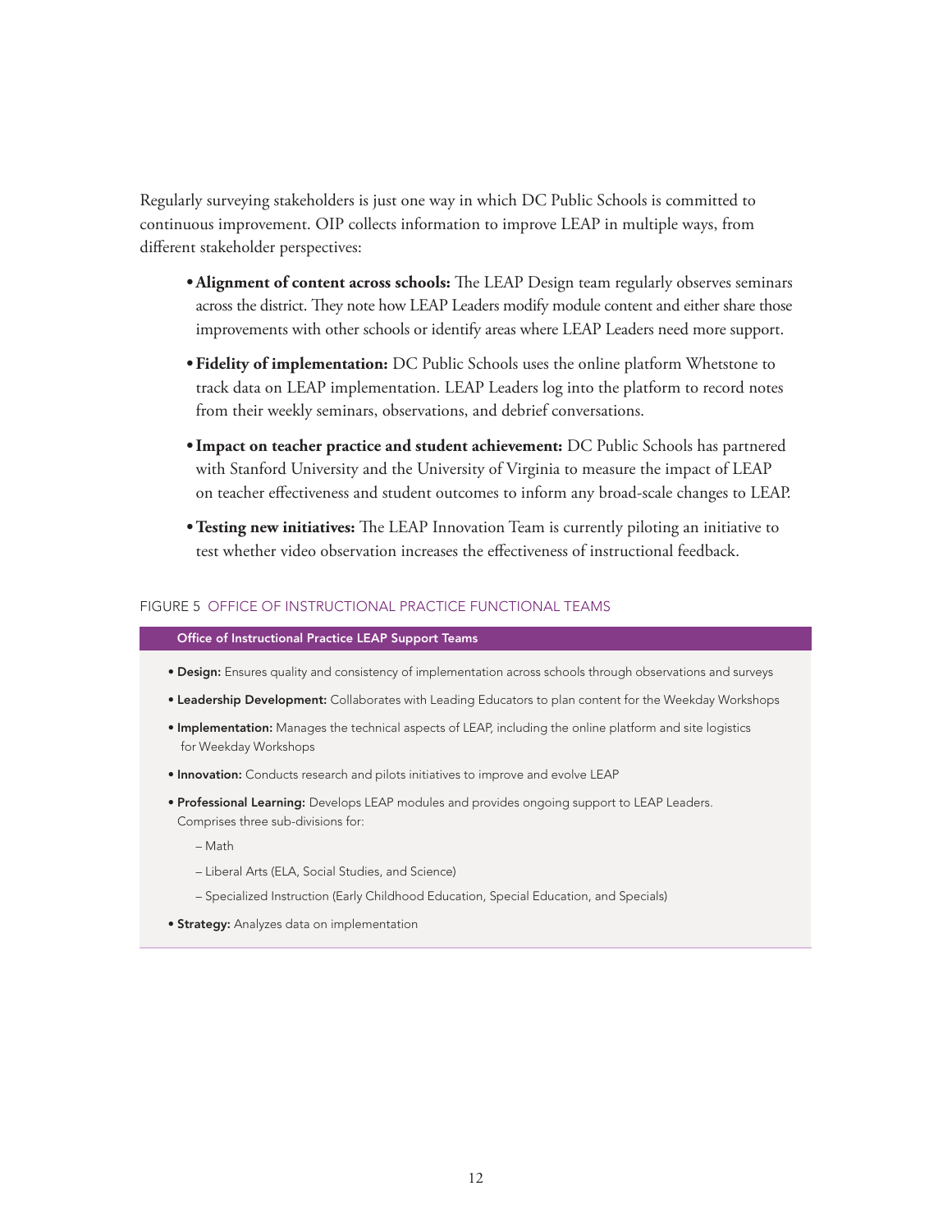Regularly surveying stakeholders is just one way in which DC Public Schools is committed to continuous improvement. OIP collects information to improve LEAP in multiple ways, from different stakeholder perspectives:

- **Alignment of content across schools:** The LEAP Design team regularly observes seminars across the district. They note how LEAP Leaders modify module content and either share those improvements with other schools or identify areas where LEAP Leaders need more support.
- **Fidelity of implementation:** DC Public Schools uses the online platform Whetstone to track data on LEAP implementation. LEAP Leaders log into the platform to record notes from their weekly seminars, observations, and debrief conversations.
- **Impact on teacher practice and student achievement:** DC Public Schools has partnered with Stanford University and the University of Virginia to measure the impact of LEAP on teacher effectiveness and student outcomes to inform any broad-scale changes to LEAP.
- **Testing new initiatives:** The LEAP Innovation Team is currently piloting an initiative to test whether video observation increases the effectiveness of instructional feedback.

FIGURE 5 OFFICE OF INSTRUCTIONAL PRACTICE FUNCTIONAL TEAMS

**Office of Instructional Practice LEAP Support Teams**

- **Design:** Ensures quality and consistency of implementation across schools through observations and surveys
- **Leadership Development:** Collaborates with Leading Educators to plan content for the Weekday Workshops
- **Implementation:** Manages the technical aspects of LEAP, including the online platform and site logistics for Weekday Workshops
- **Innovation:** Conducts research and pilots initiatives to improve and evolve LEAP
- **Professional Learning:** Develops LEAP modules and provides ongoing support to LEAP Leaders. Comprises three sub-divisions for:
  - Math
  - Liberal Arts (ELA, Social Studies, and Science)
  - Specialized Instruction (Early Childhood Education, Special Education, and Specials)
- **Strategy:** Analyzes data on implementation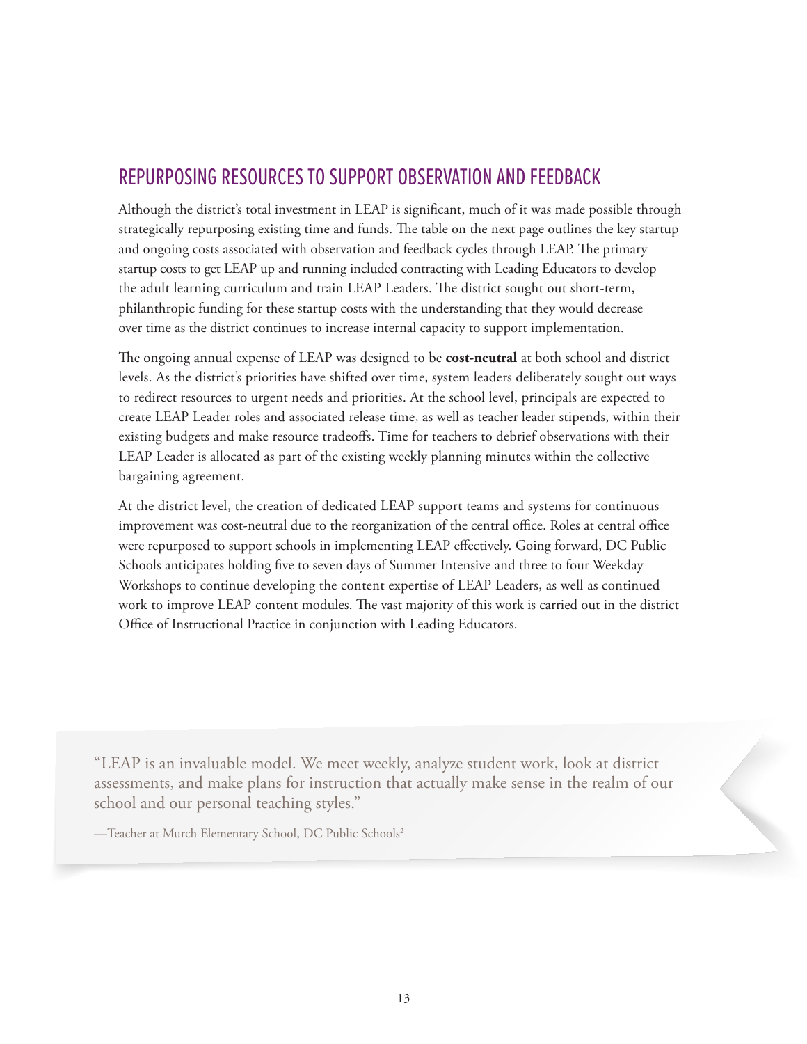## REPURPOSING RESOURCES TO SUPPORT OBSERVATION AND FEEDBACK

Although the district's total investment in LEAP is significant, much of it was made possible through strategically repurposing existing time and funds. The table on the next page outlines the key startup and ongoing costs associated with observation and feedback cycles through LEAP. The primary startup costs to get LEAP up and running included contracting with Leading Educators to develop the adult learning curriculum and train LEAP Leaders. The district sought out short-term, philanthropic funding for these startup costs with the understanding that they would decrease over time as the district continues to increase internal capacity to support implementation.

The ongoing annual expense of LEAP was designed to be **cost-neutral** at both school and district levels. As the district's priorities have shifted over time, system leaders deliberately sought out ways to redirect resources to urgent needs and priorities. At the school level, principals are expected to create LEAP Leader roles and associated release time, as well as teacher leader stipends, within their existing budgets and make resource tradeoffs. Time for teachers to debrief observations with their LEAP Leader is allocated as part of the existing weekly planning minutes within the collective bargaining agreement.

At the district level, the creation of dedicated LEAP support teams and systems for continuous improvement was cost-neutral due to the reorganization of the central office. Roles at central office were repurposed to support schools in implementing LEAP effectively. Going forward, DC Public Schools anticipates holding five to seven days of Summer Intensive and three to four Weekday Workshops to continue developing the content expertise of LEAP Leaders, as well as continued work to improve LEAP content modules. The vast majority of this work is carried out in the district Office of Instructional Practice in conjunction with Leading Educators.

> "LEAP is an invaluable model. We meet weekly, analyze student work, look at district assessments, and make plans for instruction that actually make sense in the realm of our school and our personal teaching styles."
>
> —Teacher at Murch Elementary School, DC Public Schools[2]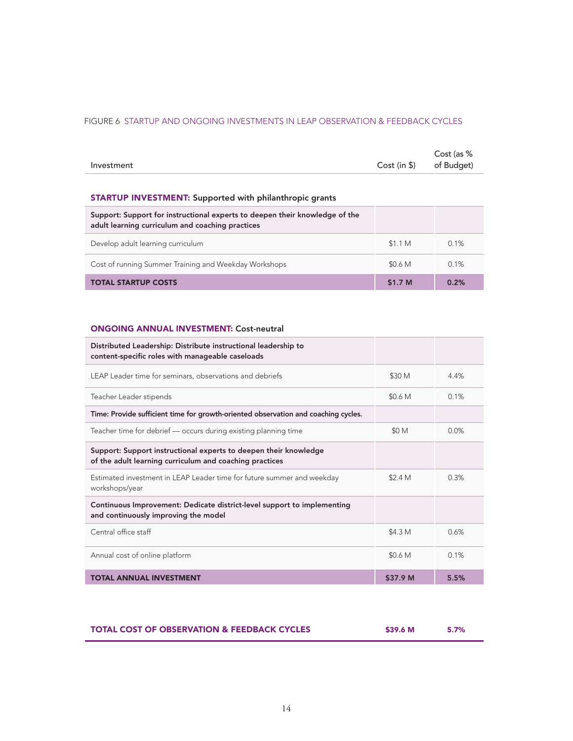FIGURE 6 STARTUP AND ONGOING INVESTMENTS IN LEAP OBSERVATION & FEEDBACK CYCLES

| Investment | Cost (in $) | Cost (as % of Budget) |
|---|---|---|
| **STARTUP INVESTMENT: Supported with philanthropic grants** | | |
| **Support: Support for instructional experts to deepen their knowledge of the adult learning curriculum and coaching practices** | | |
| Develop adult learning curriculum | $1.1 M | 0.1% |
| Cost of running Summer Training and Weekday Workshops | $0.6 M | 0.1% |
| **TOTAL STARTUP COSTS** | **$1.7 M** | **0.2%** |
| **ONGOING ANNUAL INVESTMENT: Cost-neutral** | | |
| **Distributed Leadership: Distribute instructional leadership to content-specific roles with manageable caseloads** | | |
| LEAP Leader time for seminars, observations and debriefs | $30 M | 4.4% |
| Teacher Leader stipends | $0.6 M | 0.1% |
| **Time: Provide sufficient time for growth-oriented observation and coaching cycles.** | | |
| Teacher time for debrief — occurs during existing planning time | $0 M | 0.0% |
| **Support: Support instructional experts to deepen their knowledge of the adult learning curriculum and coaching practices** | | |
| Estimated investment in LEAP Leader time for future summer and weekday workshops/year | $2.4 M | 0.3% |
| **Continuous Improvement: Dedicate district-level support to implementing and continuously improving the model** | | |
| Central office staff | $4.3 M | 0.6% |
| Annual cost of online platform | $0.6 M | 0.1% |
| **TOTAL ANNUAL INVESTMENT** | **$37.9 M** | **5.5%** |
| **TOTAL COST OF OBSERVATION & FEEDBACK CYCLES** | **$39.6 M** | **5.7%** |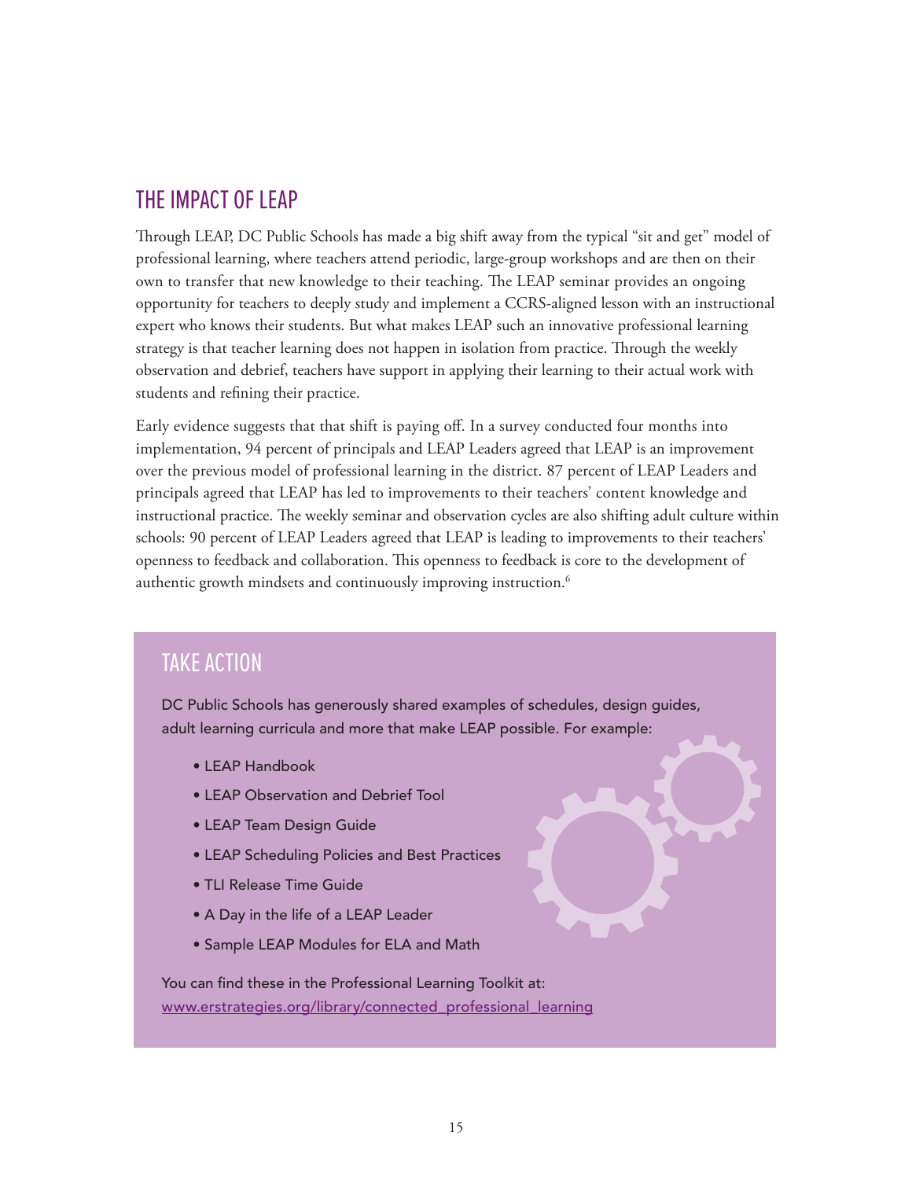## THE IMPACT OF LEAP

Through LEAP, DC Public Schools has made a big shift away from the typical "sit and get" model of professional learning, where teachers attend periodic, large-group workshops and are then on their own to transfer that new knowledge to their teaching. The LEAP seminar provides an ongoing opportunity for teachers to deeply study and implement a CCRS-aligned lesson with an instructional expert who knows their students. But what makes LEAP such an innovative professional learning strategy is that teacher learning does not happen in isolation from practice. Through the weekly observation and debrief, teachers have support in applying their learning to their actual work with students and refining their practice.

Early evidence suggests that that shift is paying off. In a survey conducted four months into implementation, 94 percent of principals and LEAP Leaders agreed that LEAP is an improvement over the previous model of professional learning in the district. 87 percent of LEAP Leaders and principals agreed that LEAP has led to improvements to their teachers' content knowledge and instructional practice. The weekly seminar and observation cycles are also shifting adult culture within schools: 90 percent of LEAP Leaders agreed that LEAP is leading to improvements to their teachers' openness to feedback and collaboration. This openness to feedback is core to the development of authentic growth mindsets and continuously improving instruction.[6]

## TAKE ACTION

DC Public Schools has generously shared examples of schedules, design guides, adult learning curricula and more that make LEAP possible. For example:

- LEAP Handbook
- LEAP Observation and Debrief Tool
- LEAP Team Design Guide
- LEAP Scheduling Policies and Best Practices
- TLI Release Time Guide
- A Day in the life of a LEAP Leader
- Sample LEAP Modules for ELA and Math

You can find these in the Professional Learning Toolkit at:
www.erstrategies.org/library/connected_professional_learning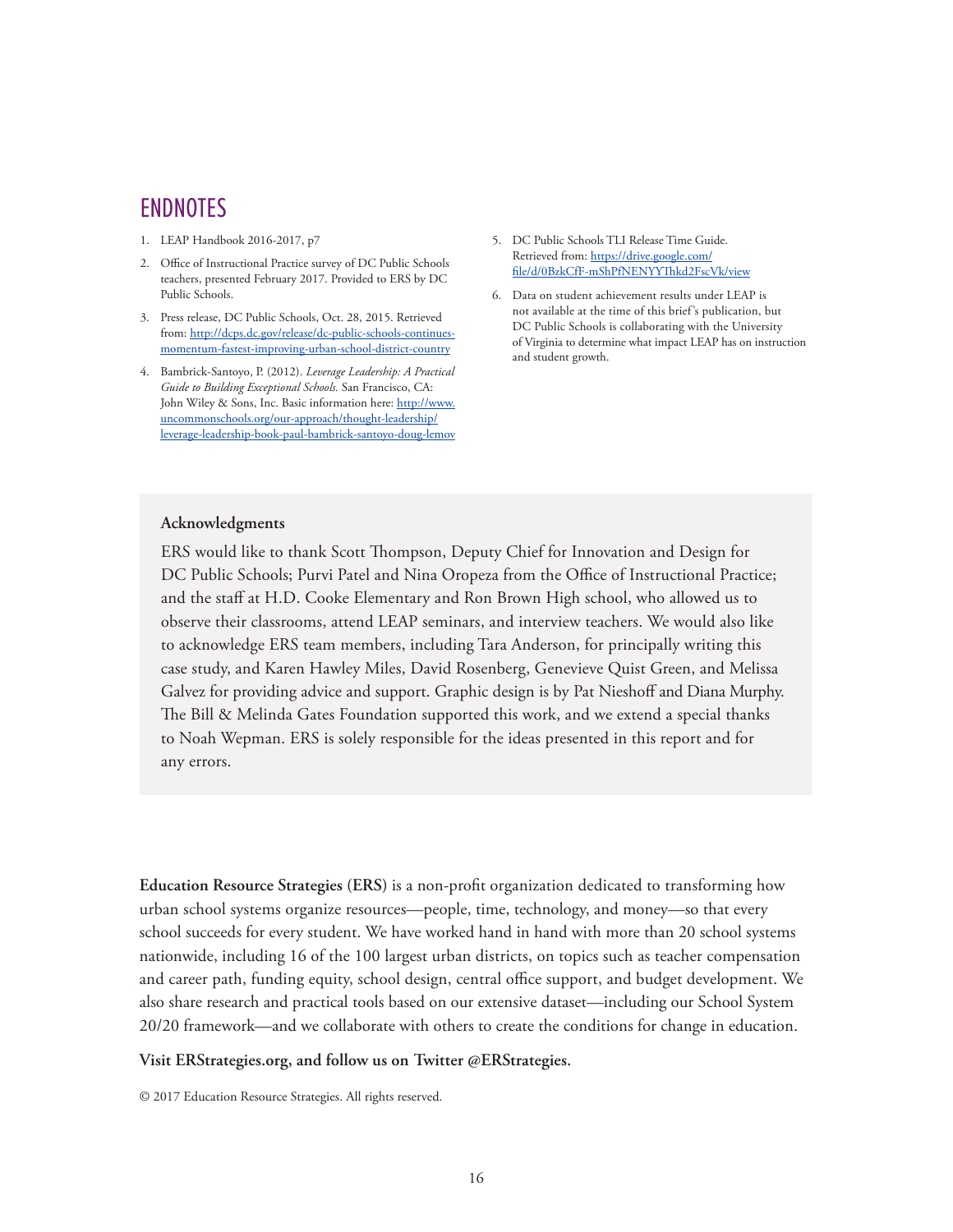## ENDNOTES

1. LEAP Handbook 2016-2017, p7
2. Office of Instructional Practice survey of DC Public Schools teachers, presented February 2017. Provided to ERS by DC Public Schools.
3. Press release, DC Public Schools, Oct. 28, 2015. Retrieved from: http://dcps.dc.gov/release/dc-public-schools-continues-momentum-fastest-improving-urban-school-district-country
4. Bambrick-Santoyo, P. (2012). *Leverage Leadership: A Practical Guide to Building Exceptional Schools.* San Francisco, CA: John Wiley & Sons, Inc. Basic information here: http://www.uncommonschools.org/our-approach/thought-leadership/leverage-leadership-book-paul-bambrick-santoyo-doug-lemov
5. DC Public Schools TLI Release Time Guide. Retrieved from: https://drive.google.com/file/d/0BzkCfF-mShPfNENYYThkd2FscVk/view
6. Data on student achievement results under LEAP is not available at the time of this brief's publication, but DC Public Schools is collaborating with the University of Virginia to determine what impact LEAP has on instruction and student growth.

**Acknowledgments**

ERS would like to thank Scott Thompson, Deputy Chief for Innovation and Design for DC Public Schools; Purvi Patel and Nina Oropeza from the Office of Instructional Practice; and the staff at H.D. Cooke Elementary and Ron Brown High school, who allowed us to observe their classrooms, attend LEAP seminars, and interview teachers. We would also like to acknowledge ERS team members, including Tara Anderson, for principally writing this case study, and Karen Hawley Miles, David Rosenberg, Genevieve Quist Green, and Melissa Galvez for providing advice and support. Graphic design is by Pat Nieshoff and Diana Murphy. The Bill & Melinda Gates Foundation supported this work, and we extend a special thanks to Noah Wepman. ERS is solely responsible for the ideas presented in this report and for any errors.

**Education Resource Strategies (ERS)** is a non-profit organization dedicated to transforming how urban school systems organize resources—people, time, technology, and money—so that every school succeeds for every student. We have worked hand in hand with more than 20 school systems nationwide, including 16 of the 100 largest urban districts, on topics such as teacher compensation and career path, funding equity, school design, central office support, and budget development. We also share research and practical tools based on our extensive dataset—including our School System 20/20 framework—and we collaborate with others to create the conditions for change in education.

**Visit ERStrategies.org, and follow us on Twitter @ERStrategies.**

© 2017 Education Resource Strategies. All rights reserved.